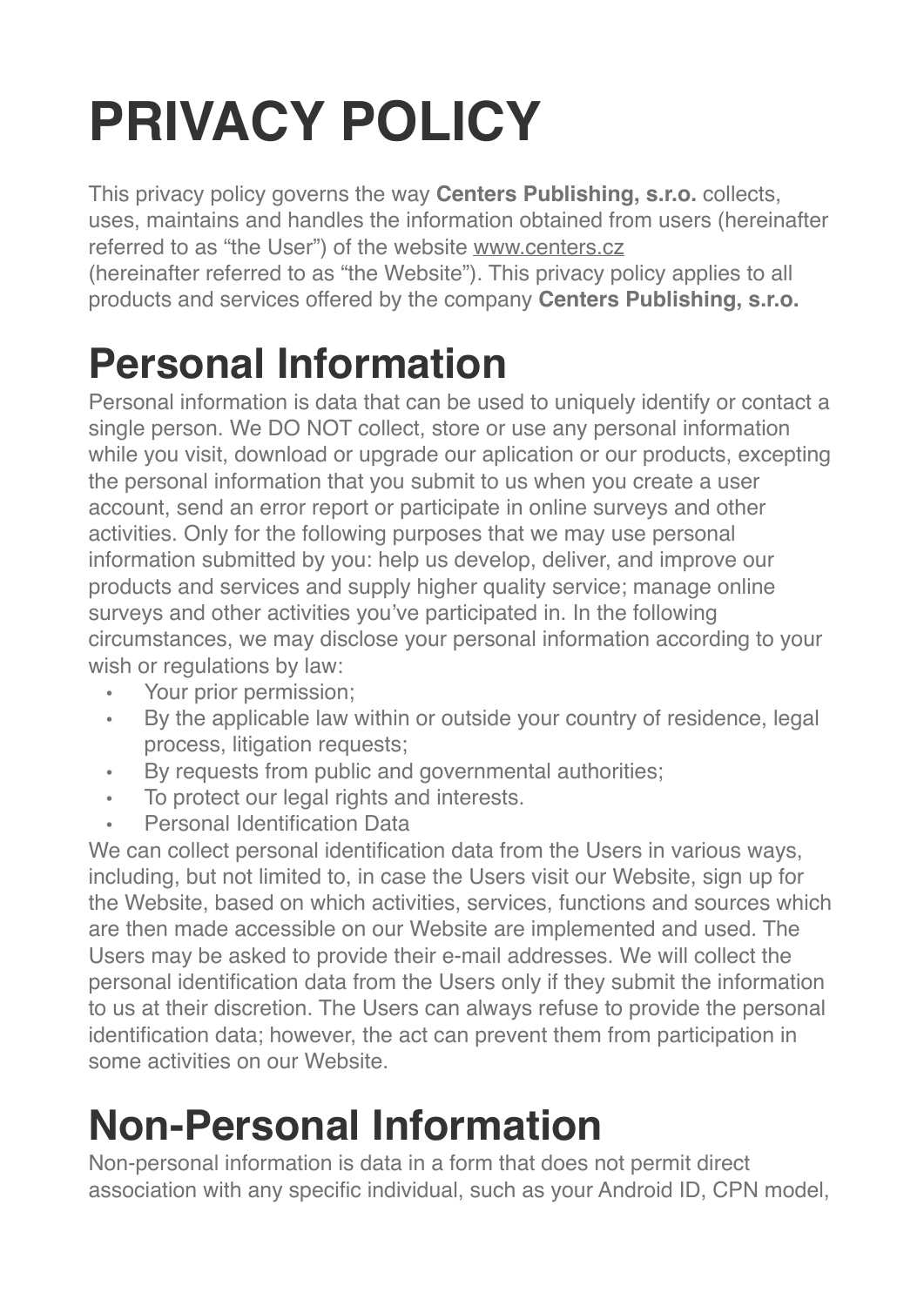# PRIVACY POLICY

This privacy policy governs the way **Centers Publishing, s.r.o.** collects, uses, maintains and handles the information obtained from users (hereinafter referred to as "the User") of the website www.centers.cz (hereinafter referred to as "the Website"). This privacy policy applies to all products and services offered by the company **Centers Publishing, s.r.o.**

# Personal Information

Personal information is data that can be used to uniquely identify or contact a single person. We DO NOT collect, store or use any personal information while you visit, download or upgrade our aplication or our products, excepting the personal information that you submit to us when you create a user account, send an error report or participate in online surveys and other activities. Only for the following purposes that we may use personal information submitted by you: help us develop, deliver, and improve our products and services and supply higher quality service; manage online surveys and other activities you've participated in. In the following circumstances, we may disclose your personal information according to your wish or regulations by law:

- Your prior permission;
- By the applicable law within or outside your country of residence, legal process, litigation requests;
- By requests from public and governmental authorities;
- To protect our legal rights and interests.
- Personal Identification Data

We can collect personal identification data from the Users in various ways, including, but not limited to, in case the Users visit our Website, sign up for the Website, based on which activities, services, functions and sources which are then made accessible on our Website are implemented and used. The Users may be asked to provide their e-mail addresses. We will collect the personal identification data from the Users only if they submit the information to us at their discretion. The Users can always refuse to provide the personal identification data; however, the act can prevent them from participation in some activities on our Website.

# Non-Personal Information

Non-personal information is data in a form that does not permit direct association with any specific individual, such as your Android ID, CPN model,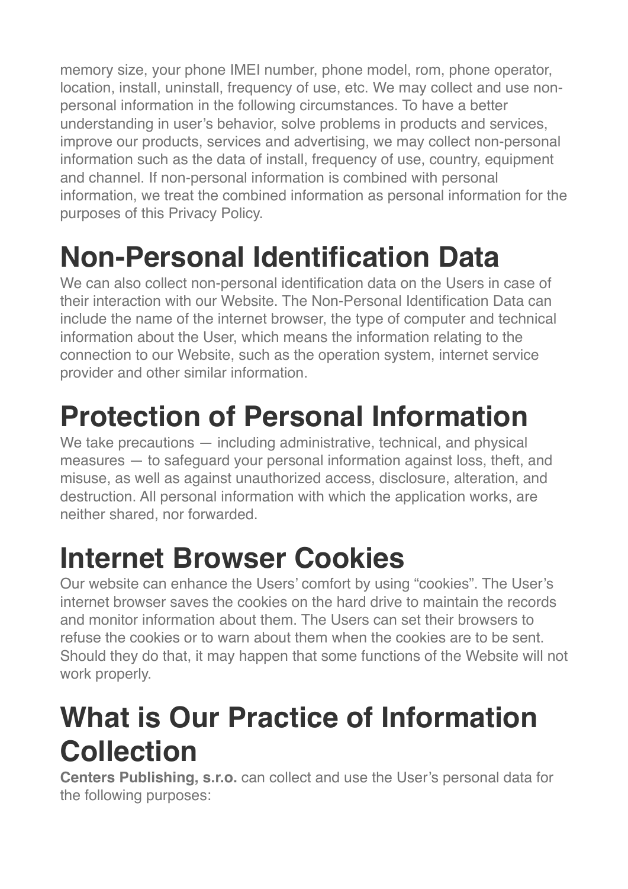memory size, your phone IMEI number, phone model, rom, phone operator, location, install, uninstall, frequency of use, etc. We may collect and use non-personal information in the following circumstances. To have a better understanding in user's behavior, solve problems in products and services, improve our products, services and advertising, we may collect non-personal information such as the data of install, frequency of use, country, equipment and channel. If non-personal information is combined with personal information, we treat the combined information as personal information for the purposes of this Privacy Policy.

# Non-Personal Identification Data

We can also collect non-personal identification data on the Users in case of their interaction with our Website. The Non-Personal Identification Data can include the name of the internet browser, the type of computer and technical information about the User, which means the information relating to the connection to our Website, such as the operation system, internet service provider and other similar information.

# Protection of Personal Information

We take precautions — including administrative, technical, and physical measures — to safeguard your personal information against loss, theft, and misuse, as well as against unauthorized access, disclosure, alteration, and destruction. All personal information with which the application works, are neither shared, nor forwarded.

# Internet Browser Cookies

Our website can enhance the Users' comfort by using "cookies". The User's internet browser saves the cookies on the hard drive to maintain the records and monitor information about them. The Users can set their browsers to refuse the cookies or to warn about them when the cookies are to be sent. Should they do that, it may happen that some functions of the Website will not work properly.

# What is Our Practice of Information Collection

**Centers Publishing, s.r.o.** can collect and use the User's personal data for the following purposes: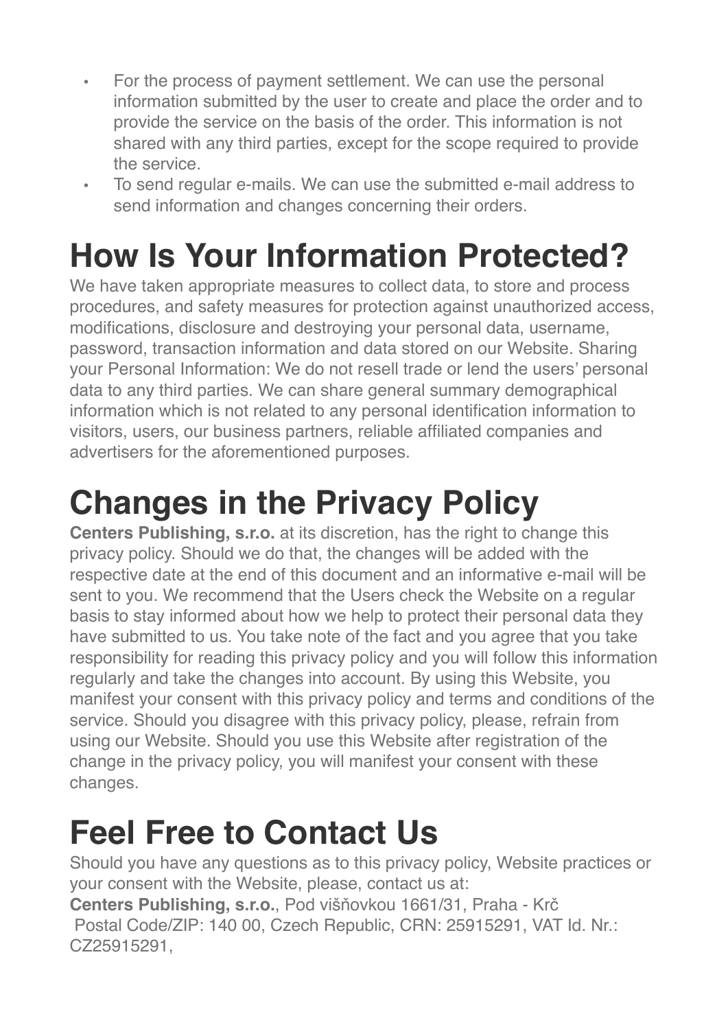- For the process of payment settlement. We can use the personal information submitted by the user to create and place the order and to provide the service on the basis of the order. This information is not shared with any third parties, except for the scope required to provide the service.
- To send regular e-mails. We can use the submitted e-mail address to send information and changes concerning their orders.

# How Is Your Information Protected?

We have taken appropriate measures to collect data, to store and process procedures, and safety measures for protection against unauthorized access, modifications, disclosure and destroying your personal data, username, password, transaction information and data stored on our Website. Sharing your Personal Information: We do not resell trade or lend the users' personal data to any third parties. We can share general summary demographical information which is not related to any personal identification information to visitors, users, our business partners, reliable affiliated companies and advertisers for the aforementioned purposes.

# Changes in the Privacy Policy

**Centers Publishing, s.r.o.** at its discretion, has the right to change this privacy policy. Should we do that, the changes will be added with the respective date at the end of this document and an informative e-mail will be sent to you. We recommend that the Users check the Website on a regular basis to stay informed about how we help to protect their personal data they have submitted to us. You take note of the fact and you agree that you take responsibility for reading this privacy policy and you will follow this information regularly and take the changes into account. By using this Website, you manifest your consent with this privacy policy and terms and conditions of the service. Should you disagree with this privacy policy, please, refrain from using our Website. Should you use this Website after registration of the change in the privacy policy, you will manifest your consent with these changes.

# Feel Free to Contact Us

Should you have any questions as to this privacy policy, Website practices or your consent with the Website, please, contact us at:
**Centers Publishing, s.r.o.**, Pod višňovkou 1661/31, Praha - Krč
Postal Code/ZIP: 140 00, Czech Republic, CRN: 25915291, VAT Id. Nr.: CZ25915291,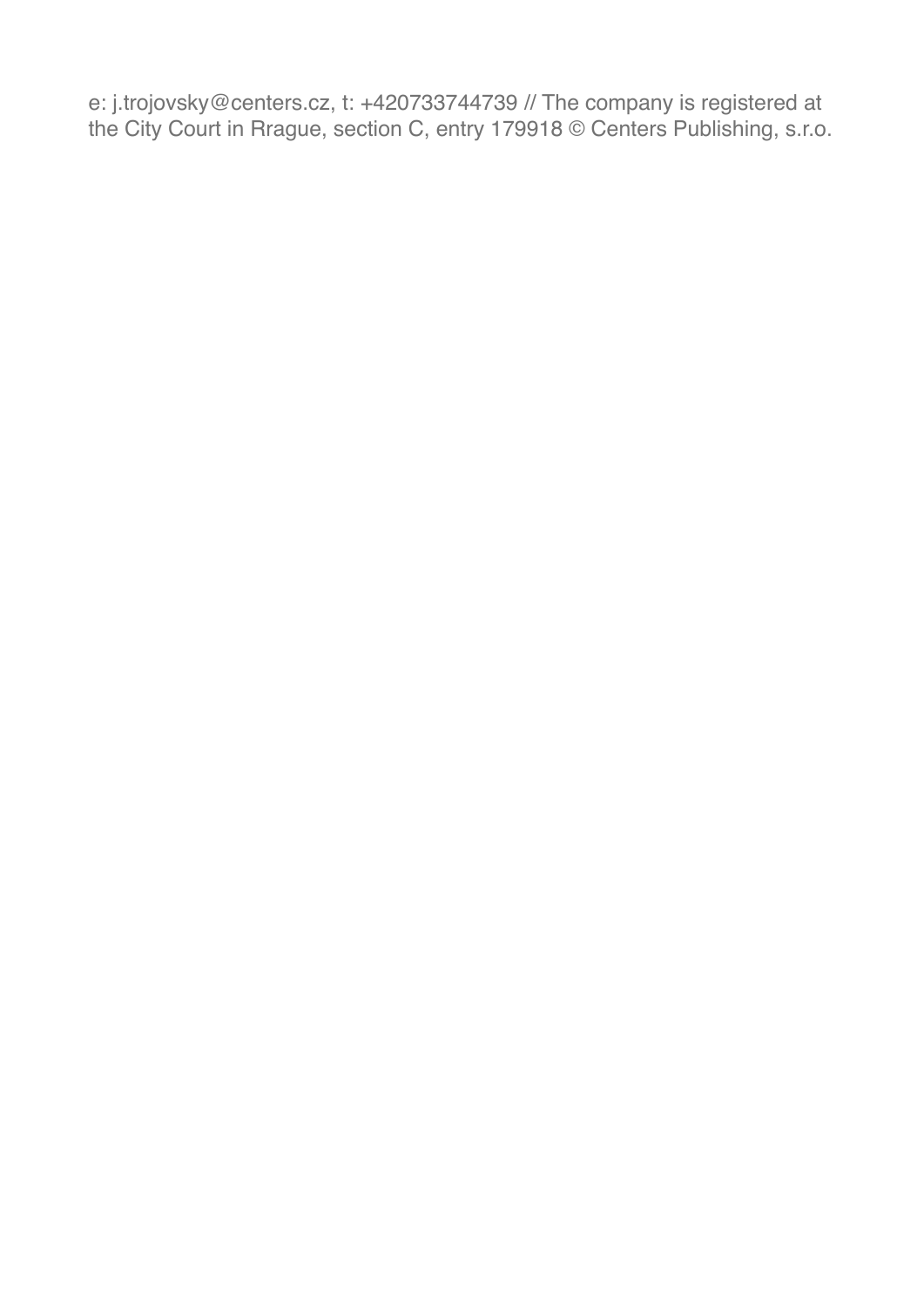e: j.trojovsky@centers.cz, t: +420733744739 // The company is registered at the City Court in Rrague, section C, entry 179918 © Centers Publishing, s.r.o.